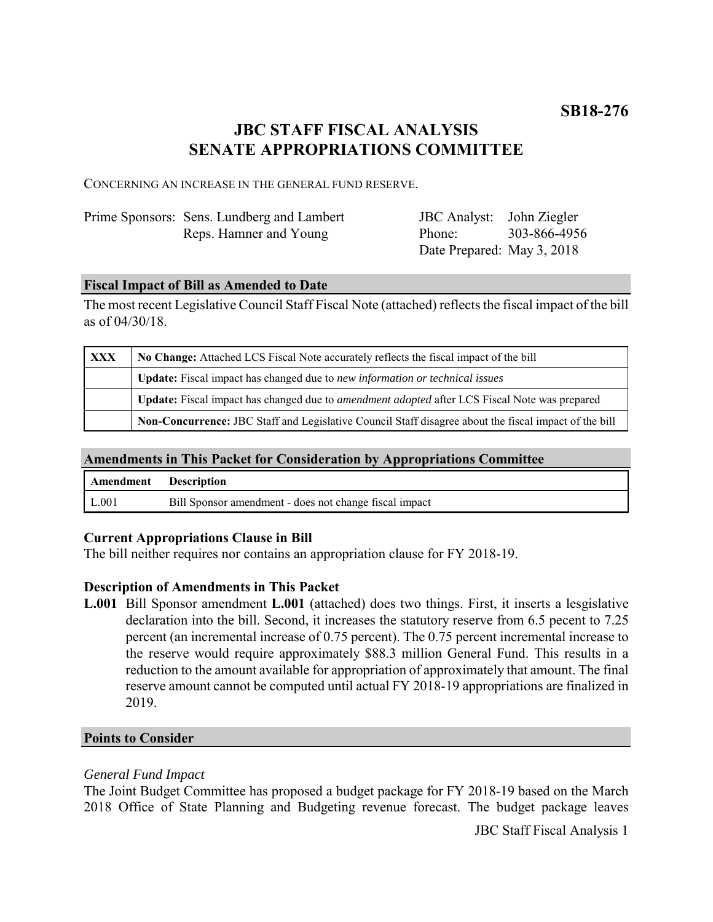**SB18-276**

# JBC STAFF FISCAL ANALYSIS
# SENATE APPROPRIATIONS COMMITTEE

CONCERNING AN INCREASE IN THE GENERAL FUND RESERVE.

| | | | |
|---|---|---|---|
| Prime Sponsors: | Sens. Lundberg and Lambert | JBC Analyst: | John Ziegler |
| | Reps. Hamner and Young | Phone: | 303-866-4956 |
| | | Date Prepared: | May 3, 2018 |

## Fiscal Impact of Bill as Amended to Date

The most recent Legislative Council Staff Fiscal Note (attached) reflects the fiscal impact of the bill as of 04/30/18.

| | |
|---|---|
| XXX | **No Change:** Attached LCS Fiscal Note accurately reflects the fiscal impact of the bill |
| | **Update:** Fiscal impact has changed due to *new information or technical issues* |
| | **Update:** Fiscal impact has changed due to *amendment adopted* after LCS Fiscal Note was prepared |
| | **Non-Concurrence:** JBC Staff and Legislative Council Staff disagree about the fiscal impact of the bill |

## Amendments in This Packet for Consideration by Appropriations Committee

| Amendment | Description |
|---|---|
| L.001 | Bill Sponsor amendment - does not change fiscal impact |

### Current Appropriations Clause in Bill

The bill neither requires nor contains an appropriation clause for FY 2018-19.

### Description of Amendments in This Packet

**L.001** Bill Sponsor amendment **L.001** (attached) does two things. First, it inserts a lesgislative declaration into the bill. Second, it increases the statutory reserve from 6.5 pecent to 7.25 percent (an incremental increase of 0.75 percent). The 0.75 percent incremental increase to the reserve would require approximately $88.3 million General Fund. This results in a reduction to the amount available for appropriation of approximately that amount. The final reserve amount cannot be computed until actual FY 2018-19 appropriations are finalized in 2019.

## Points to Consider

*General Fund Impact*

The Joint Budget Committee has proposed a budget package for FY 2018-19 based on the March 2018 Office of State Planning and Budgeting revenue forecast. The budget package leaves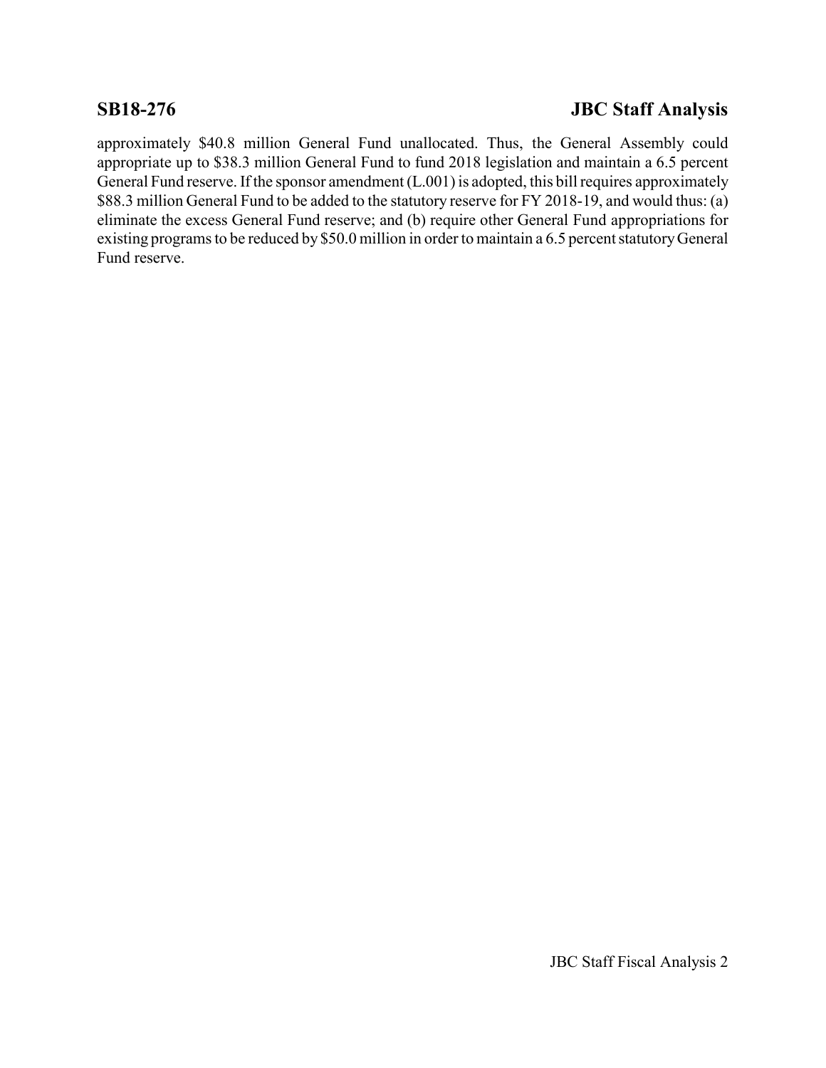approximately $40.8 million General Fund unallocated. Thus, the General Assembly could appropriate up to $38.3 million General Fund to fund 2018 legislation and maintain a 6.5 percent General Fund reserve. If the sponsor amendment (L.001) is adopted, this bill requires approximately $88.3 million General Fund to be added to the statutory reserve for FY 2018-19, and would thus: (a) eliminate the excess General Fund reserve; and (b) require other General Fund appropriations for existing programs to be reduced by $50.0 million in order to maintain a 6.5 percent statutory General Fund reserve.